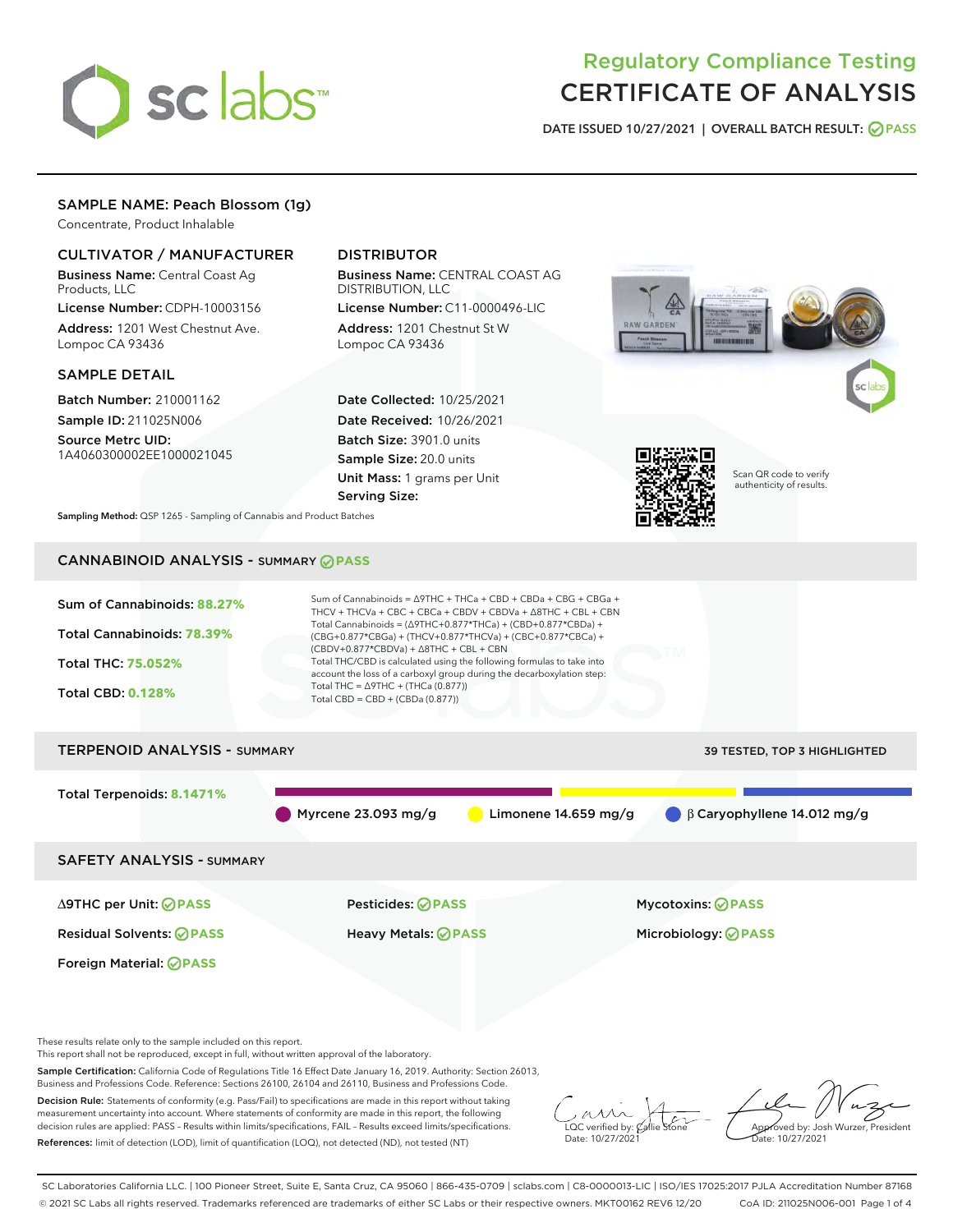# Regulatory Compliance Testing
# CERTIFICATE OF ANALYSIS

DATE ISSUED 10/27/2021 | OVERALL BATCH RESULT: PASS

## SAMPLE NAME: Peach Blossom (1g)

Concentrate, Product Inhalable

### CULTIVATOR / MANUFACTURER

**Business Name:** Central Coast Ag Products, LLC
**License Number:** CDPH-10003156
**Address:** 1201 West Chestnut Ave. Lompoc CA 93436

### DISTRIBUTOR

**Business Name:** CENTRAL COAST AG DISTRIBUTION, LLC
**License Number:** C11-0000496-LIC
**Address:** 1201 Chestnut St W Lompoc CA 93436

### SAMPLE DETAIL

**Batch Number:** 210001162
**Sample ID:** 211025N006
**Source Metrc UID:** 1A4060300002EE1000021045

**Date Collected:** 10/25/2021
**Date Received:** 10/26/2021
**Batch Size:** 3901.0 units
**Sample Size:** 20.0 units
**Unit Mass:** 1 grams per Unit
**Serving Size:**

Scan QR code to verify authenticity of results.

**Sampling Method:** QSP 1265 - Sampling of Cannabis and Product Batches

## CANNABINOID ANALYSIS - SUMMARY PASS

Sum of Cannabinoids: **88.27%**

Total Cannabinoids: **78.39%**

Total THC: **75.052%**

Total CBD: **0.128%**

Sum of Cannabinoids = Δ9THC + THCa + CBD + CBDa + CBG + CBGa + THCV + THCVa + CBC + CBCa + CBDV + CBDVa + Δ8THC + CBL + CBN
Total Cannabinoids = (Δ9THC+0.877*THCa) + (CBD+0.877*CBDa) + (CBG+0.877*CBGa) + (THCV+0.877*THCVa) + (CBC+0.877*CBCa) + (CBDV+0.877*CBDVa) + Δ8THC + CBL + CBN
Total THC/CBD is calculated using the following formulas to take into account the loss of a carboxyl group during the decarboxylation step:
Total THC = Δ9THC + (THCa (0.877))
Total CBD = CBD + (CBDa (0.877))

## TERPENOID ANALYSIS - SUMMARY

39 TESTED, TOP 3 HIGHLIGHTED

Total Terpenoids: **8.1471%**

Myrcene 23.093 mg/g | Limonene 14.659 mg/g | β Caryophyllene 14.012 mg/g

## SAFETY ANALYSIS - SUMMARY

| | | |
|---|---|---|
| Δ9THC per Unit: PASS | Pesticides: PASS | Mycotoxins: PASS |
| Residual Solvents: PASS | Heavy Metals: PASS | Microbiology: PASS |
| Foreign Material: PASS | | |

These results relate only to the sample included on this report.
This report shall not be reproduced, except in full, without written approval of the laboratory.

**Sample Certification:** California Code of Regulations Title 16 Effect Date January 16, 2019. Authority: Section 26013, Business and Professions Code. Reference: Sections 26100, 26104 and 26110, Business and Professions Code.

**Decision Rule:** Statements of conformity (e.g. Pass/Fail) to specifications are made in this report without taking measurement uncertainty into account. Where statements of conformity are made in this report, the following decision rules are applied: PASS – Results within limits/specifications, FAIL – Results exceed limits/specifications.

**References:** limit of detection (LOD), limit of quantification (LOQ), not detected (ND), not tested (NT)

LQC verified by: Callie Stone
Date: 10/27/2021

Approved by: Josh Wurzer, President
Date: 10/27/2021

SC Laboratories California LLC. | 100 Pioneer Street, Suite E, Santa Cruz, CA 95060 | 866-435-0709 | sclabs.com | C8-0000013-LIC | ISO/IES 17025:2017 PJLA Accreditation Number 87168
© 2021 SC Labs all rights reserved. Trademarks referenced are trademarks of either SC Labs or their respective owners. MKT00162 REV6 12/20 CoA ID: 211025N006-001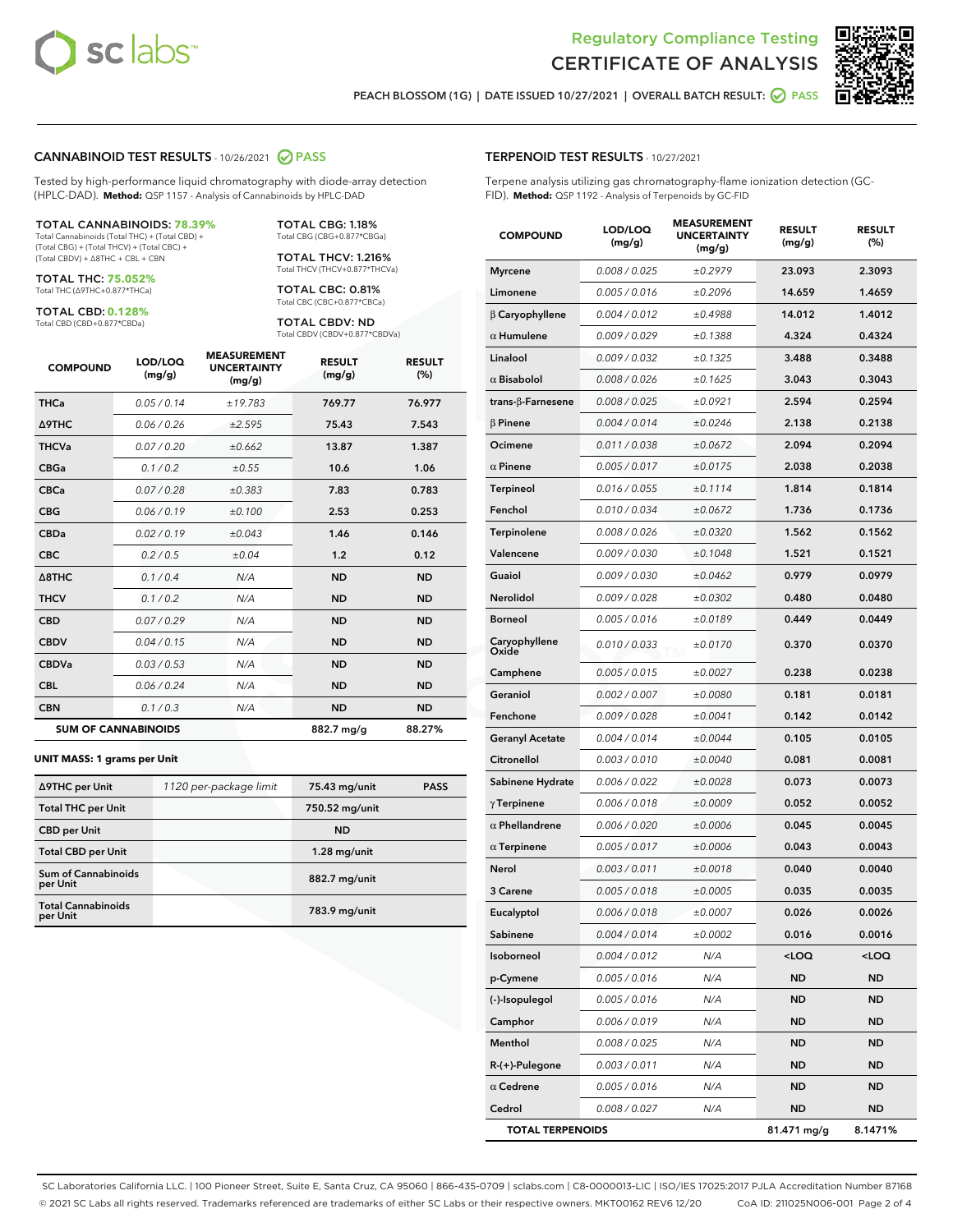Regulatory Compliance Testing

# CERTIFICATE OF ANALYSIS

PEACH BLOSSOM (1G) | DATE ISSUED 10/27/2021 | OVERALL BATCH RESULT: PASS

## CANNABINOID TEST RESULTS - 10/26/2021 PASS

Tested by high-performance liquid chromatography with diode-array detection (HPLC-DAD). **Method:** QSP 1157 - Analysis of Cannabinoids by HPLC-DAD

**TOTAL CANNABINOIDS: 78.39%**
Total Cannabinoids (Total THC) + (Total CBD) + (Total CBG) + (Total THCV) + (Total CBC) + (Total CBDV) + Δ8THC + CBL + CBN

**TOTAL THC: 75.052%**
Total THC (Δ9THC+0.877*THCa)

**TOTAL CBD: 0.128%**
Total CBD (CBD+0.877*CBDa)

**TOTAL CBG: 1.18%**
Total CBG (CBG+0.877*CBGa)

**TOTAL THCV: 1.216%**
Total THCV (THCV+0.877*THCVa)

**TOTAL CBC: 0.81%**
Total CBC (CBC+0.877*CBCa)

**TOTAL CBDV: ND**
Total CBDV (CBDV+0.877*CBDVa)

| COMPOUND | LOD/LOQ (mg/g) | MEASUREMENT UNCERTAINTY (mg/g) | RESULT (mg/g) | RESULT (%) |
|---|---|---|---|---|
| THCa | 0.05 / 0.14 | ±19.783 | 769.77 | 76.977 |
| Δ9THC | 0.06 / 0.26 | ±2.595 | 75.43 | 7.543 |
| THCVa | 0.07 / 0.20 | ±0.662 | 13.87 | 1.387 |
| CBGa | 0.1 / 0.2 | ±0.55 | 10.6 | 1.06 |
| CBCa | 0.07 / 0.28 | ±0.383 | 7.83 | 0.783 |
| CBG | 0.06 / 0.19 | ±0.100 | 2.53 | 0.253 |
| CBDa | 0.02 / 0.19 | ±0.043 | 1.46 | 0.146 |
| CBC | 0.2 / 0.5 | ±0.04 | 1.2 | 0.12 |
| Δ8THC | 0.1 / 0.4 | N/A | ND | ND |
| THCV | 0.1 / 0.2 | N/A | ND | ND |
| CBD | 0.07 / 0.29 | N/A | ND | ND |
| CBDV | 0.04 / 0.15 | N/A | ND | ND |
| CBDVa | 0.03 / 0.53 | N/A | ND | ND |
| CBL | 0.06 / 0.24 | N/A | ND | ND |
| CBN | 0.1 / 0.3 | N/A | ND | ND |
| **SUM OF CANNABINOIDS** | | | **882.7 mg/g** | **88.27%** |

**UNIT MASS: 1 grams per Unit**

| | | | |
|---|---|---|---|
| Δ9THC per Unit | 1120 per-package limit | 75.43 mg/unit | PASS |
| Total THC per Unit | | 750.52 mg/unit | |
| CBD per Unit | | ND | |
| Total CBD per Unit | | 1.28 mg/unit | |
| Sum of Cannabinoids per Unit | | 882.7 mg/unit | |
| Total Cannabinoids per Unit | | 783.9 mg/unit | |

## TERPENOID TEST RESULTS - 10/27/2021

Terpene analysis utilizing gas chromatography-flame ionization detection (GC-FID). **Method:** QSP 1192 - Analysis of Terpenoids by GC-FID

| COMPOUND | LOD/LOQ (mg/g) | MEASUREMENT UNCERTAINTY (mg/g) | RESULT (mg/g) | RESULT (%) |
|---|---|---|---|---|
| Myrcene | 0.008 / 0.025 | ±0.2979 | 23.093 | 2.3093 |
| Limonene | 0.005 / 0.016 | ±0.2096 | 14.659 | 1.4659 |
| β Caryophyllene | 0.004 / 0.012 | ±0.4988 | 14.012 | 1.4012 |
| α Humulene | 0.009 / 0.029 | ±0.1388 | 4.324 | 0.4324 |
| Linalool | 0.009 / 0.032 | ±0.1325 | 3.488 | 0.3488 |
| α Bisabolol | 0.008 / 0.026 | ±0.1625 | 3.043 | 0.3043 |
| trans-β-Farnesene | 0.008 / 0.025 | ±0.0921 | 2.594 | 0.2594 |
| β Pinene | 0.004 / 0.014 | ±0.0246 | 2.138 | 0.2138 |
| Ocimene | 0.011 / 0.038 | ±0.0672 | 2.094 | 0.2094 |
| α Pinene | 0.005 / 0.017 | ±0.0175 | 2.038 | 0.2038 |
| Terpineol | 0.016 / 0.055 | ±0.1114 | 1.814 | 0.1814 |
| Fenchol | 0.010 / 0.034 | ±0.0672 | 1.736 | 0.1736 |
| Terpinolene | 0.008 / 0.026 | ±0.0320 | 1.562 | 0.1562 |
| Valencene | 0.009 / 0.030 | ±0.1048 | 1.521 | 0.1521 |
| Guaiol | 0.009 / 0.030 | ±0.0462 | 0.979 | 0.0979 |
| Nerolidol | 0.009 / 0.028 | ±0.0302 | 0.480 | 0.0480 |
| Borneol | 0.005 / 0.016 | ±0.0189 | 0.449 | 0.0449 |
| Caryophyllene Oxide | 0.010 / 0.033 | ±0.0170 | 0.370 | 0.0370 |
| Camphene | 0.005 / 0.015 | ±0.0027 | 0.238 | 0.0238 |
| Geraniol | 0.002 / 0.007 | ±0.0080 | 0.181 | 0.0181 |
| Fenchone | 0.009 / 0.028 | ±0.0041 | 0.142 | 0.0142 |
| Geranyl Acetate | 0.004 / 0.014 | ±0.0044 | 0.105 | 0.0105 |
| Citronellol | 0.003 / 0.010 | ±0.0040 | 0.081 | 0.0081 |
| Sabinene Hydrate | 0.006 / 0.022 | ±0.0028 | 0.073 | 0.0073 |
| γ Terpinene | 0.006 / 0.018 | ±0.0009 | 0.052 | 0.0052 |
| α Phellandrene | 0.006 / 0.020 | ±0.0006 | 0.045 | 0.0045 |
| α Terpinene | 0.005 / 0.017 | ±0.0006 | 0.043 | 0.0043 |
| Nerol | 0.003 / 0.011 | ±0.0018 | 0.040 | 0.0040 |
| 3 Carene | 0.005 / 0.018 | ±0.0005 | 0.035 | 0.0035 |
| Eucalyptol | 0.006 / 0.018 | ±0.0007 | 0.026 | 0.0026 |
| Sabinene | 0.004 / 0.014 | ±0.0002 | 0.016 | 0.0016 |
| Isoborneol | 0.004 / 0.012 | N/A | <LOQ | <LOQ |
| p-Cymene | 0.005 / 0.016 | N/A | ND | ND |
| (-)-Isopulegol | 0.005 / 0.016 | N/A | ND | ND |
| Camphor | 0.006 / 0.019 | N/A | ND | ND |
| Menthol | 0.008 / 0.025 | N/A | ND | ND |
| R-(+)-Pulegone | 0.003 / 0.011 | N/A | ND | ND |
| α Cedrene | 0.005 / 0.016 | N/A | ND | ND |
| Cedrol | 0.008 / 0.027 | N/A | ND | ND |
| **TOTAL TERPENOIDS** | | | **81.471 mg/g** | **8.1471%** |

SC Laboratories California LLC. | 100 Pioneer Street, Suite E, Santa Cruz, CA 95060 | 866-435-0709 | sclabs.com | C8-0000013-LIC | ISO/IES 17025:2017 PJLA Accreditation Number 87168
© 2021 SC Labs all rights reserved. Trademarks referenced are trademarks of either SC Labs or their respective owners. MKT00162 REV6 12/20 CoA ID: 211025N006-001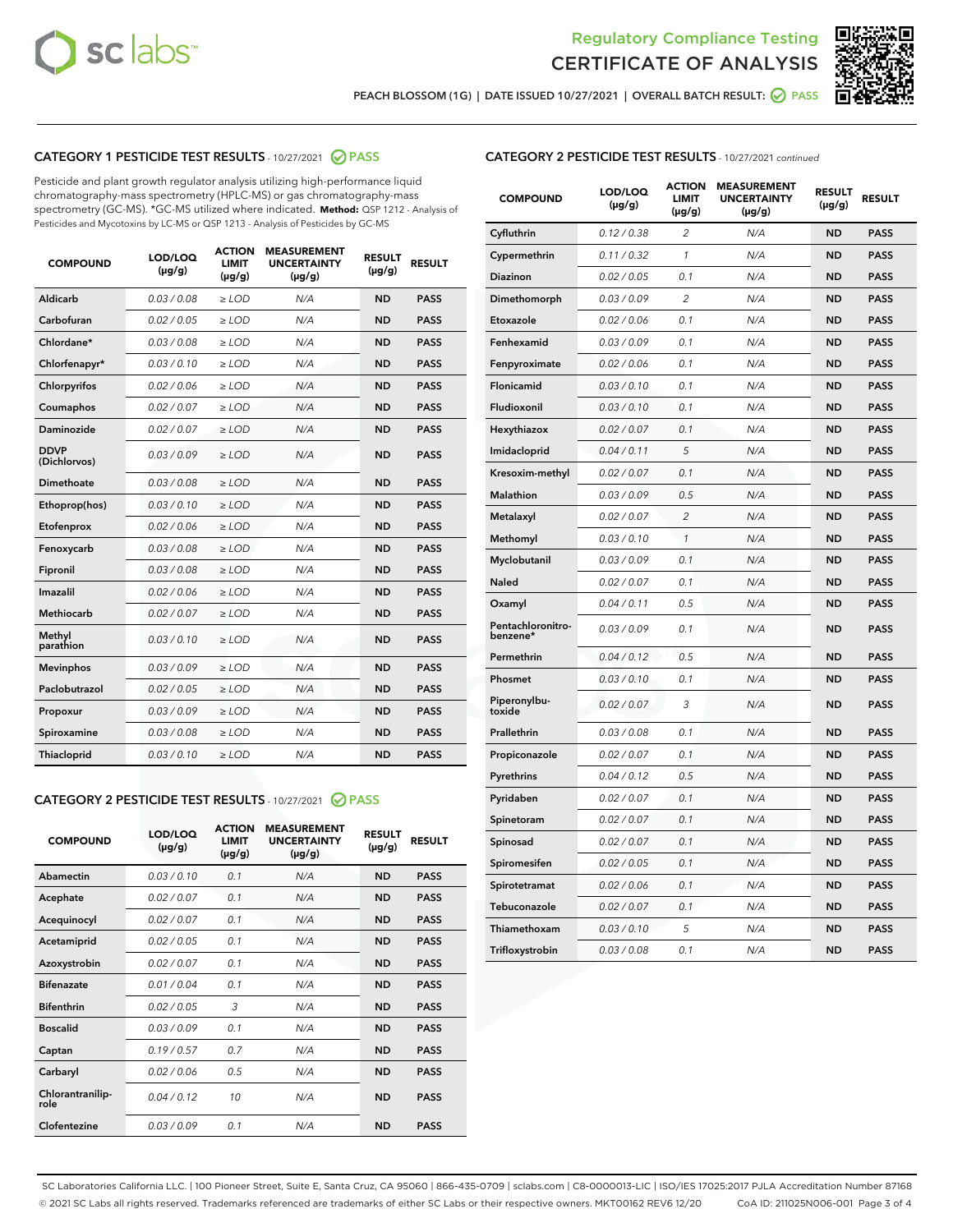Regulatory Compliance Testing
CERTIFICATE OF ANALYSIS

PEACH BLOSSOM (1G) | DATE ISSUED 10/27/2021 | OVERALL BATCH RESULT: PASS

## CATEGORY 1 PESTICIDE TEST RESULTS - 10/27/2021 PASS

Pesticide and plant growth regulator analysis utilizing high-performance liquid chromatography-mass spectrometry (HPLC-MS) or gas chromatography-mass spectrometry (GC-MS). *GC-MS utilized where indicated. **Method:** QSP 1212 - Analysis of Pesticides and Mycotoxins by LC-MS or QSP 1213 - Analysis of Pesticides by GC-MS

| COMPOUND | LOD/LOQ (µg/g) | ACTION LIMIT (µg/g) | MEASUREMENT UNCERTAINTY (µg/g) | RESULT (µg/g) | RESULT |
|---|---|---|---|---|---|
| Aldicarb | 0.03 / 0.08 | ≥ LOD | N/A | ND | PASS |
| Carbofuran | 0.02 / 0.05 | ≥ LOD | N/A | ND | PASS |
| Chlordane* | 0.03 / 0.08 | ≥ LOD | N/A | ND | PASS |
| Chlorfenapyr* | 0.03 / 0.10 | ≥ LOD | N/A | ND | PASS |
| Chlorpyrifos | 0.02 / 0.06 | ≥ LOD | N/A | ND | PASS |
| Coumaphos | 0.02 / 0.07 | ≥ LOD | N/A | ND | PASS |
| Daminozide | 0.02 / 0.07 | ≥ LOD | N/A | ND | PASS |
| DDVP (Dichlorvos) | 0.03 / 0.09 | ≥ LOD | N/A | ND | PASS |
| Dimethoate | 0.03 / 0.08 | ≥ LOD | N/A | ND | PASS |
| Ethoprop(hos) | 0.03 / 0.10 | ≥ LOD | N/A | ND | PASS |
| Etofenprox | 0.02 / 0.06 | ≥ LOD | N/A | ND | PASS |
| Fenoxycarb | 0.03 / 0.08 | ≥ LOD | N/A | ND | PASS |
| Fipronil | 0.03 / 0.08 | ≥ LOD | N/A | ND | PASS |
| Imazalil | 0.02 / 0.06 | ≥ LOD | N/A | ND | PASS |
| Methiocarb | 0.02 / 0.07 | ≥ LOD | N/A | ND | PASS |
| Methyl parathion | 0.03 / 0.10 | ≥ LOD | N/A | ND | PASS |
| Mevinphos | 0.03 / 0.09 | ≥ LOD | N/A | ND | PASS |
| Paclobutrazol | 0.02 / 0.05 | ≥ LOD | N/A | ND | PASS |
| Propoxur | 0.03 / 0.09 | ≥ LOD | N/A | ND | PASS |
| Spiroxamine | 0.03 / 0.08 | ≥ LOD | N/A | ND | PASS |
| Thiacloprid | 0.03 / 0.10 | ≥ LOD | N/A | ND | PASS |

## CATEGORY 2 PESTICIDE TEST RESULTS - 10/27/2021 PASS

| COMPOUND | LOD/LOQ (µg/g) | ACTION LIMIT (µg/g) | MEASUREMENT UNCERTAINTY (µg/g) | RESULT (µg/g) | RESULT |
|---|---|---|---|---|---|
| Abamectin | 0.03 / 0.10 | 0.1 | N/A | ND | PASS |
| Acephate | 0.02 / 0.07 | 0.1 | N/A | ND | PASS |
| Acequinocyl | 0.02 / 0.07 | 0.1 | N/A | ND | PASS |
| Acetamiprid | 0.02 / 0.05 | 0.1 | N/A | ND | PASS |
| Azoxystrobin | 0.02 / 0.07 | 0.1 | N/A | ND | PASS |
| Bifenazate | 0.01 / 0.04 | 0.1 | N/A | ND | PASS |
| Bifenthrin | 0.02 / 0.05 | 3 | N/A | ND | PASS |
| Boscalid | 0.03 / 0.09 | 0.1 | N/A | ND | PASS |
| Captan | 0.19 / 0.57 | 0.7 | N/A | ND | PASS |
| Carbaryl | 0.02 / 0.06 | 0.5 | N/A | ND | PASS |
| Chlorantraniliprole | 0.04 / 0.12 | 10 | N/A | ND | PASS |
| Clofentezine | 0.03 / 0.09 | 0.1 | N/A | ND | PASS |
| Cyfluthrin | 0.12 / 0.38 | 2 | N/A | ND | PASS |
| Cypermethrin | 0.11 / 0.32 | 1 | N/A | ND | PASS |
| Diazinon | 0.02 / 0.05 | 0.1 | N/A | ND | PASS |
| Dimethomorph | 0.03 / 0.09 | 2 | N/A | ND | PASS |
| Etoxazole | 0.02 / 0.06 | 0.1 | N/A | ND | PASS |
| Fenhexamid | 0.03 / 0.09 | 0.1 | N/A | ND | PASS |
| Fenpyroximate | 0.02 / 0.06 | 0.1 | N/A | ND | PASS |
| Flonicamid | 0.03 / 0.10 | 0.1 | N/A | ND | PASS |
| Fludioxonil | 0.03 / 0.10 | 0.1 | N/A | ND | PASS |
| Hexythiazox | 0.02 / 0.07 | 0.1 | N/A | ND | PASS |
| Imidacloprid | 0.04 / 0.11 | 5 | N/A | ND | PASS |
| Kresoxim-methyl | 0.02 / 0.07 | 0.1 | N/A | ND | PASS |
| Malathion | 0.03 / 0.09 | 0.5 | N/A | ND | PASS |
| Metalaxyl | 0.02 / 0.07 | 2 | N/A | ND | PASS |
| Methomyl | 0.03 / 0.10 | 1 | N/A | ND | PASS |
| Myclobutanil | 0.03 / 0.09 | 0.1 | N/A | ND | PASS |
| Naled | 0.02 / 0.07 | 0.1 | N/A | ND | PASS |
| Oxamyl | 0.04 / 0.11 | 0.5 | N/A | ND | PASS |
| Pentachloronitrobenzene* | 0.03 / 0.09 | 0.1 | N/A | ND | PASS |
| Permethrin | 0.04 / 0.12 | 0.5 | N/A | ND | PASS |
| Phosmet | 0.03 / 0.10 | 0.1 | N/A | ND | PASS |
| Piperonylbutoxide | 0.02 / 0.07 | 3 | N/A | ND | PASS |
| Prallethrin | 0.03 / 0.08 | 0.1 | N/A | ND | PASS |
| Propiconazole | 0.02 / 0.07 | 0.1 | N/A | ND | PASS |
| Pyrethrins | 0.04 / 0.12 | 0.5 | N/A | ND | PASS |
| Pyridaben | 0.02 / 0.07 | 0.1 | N/A | ND | PASS |
| Spinetoram | 0.02 / 0.07 | 0.1 | N/A | ND | PASS |
| Spinosad | 0.02 / 0.07 | 0.1 | N/A | ND | PASS |
| Spiromesifen | 0.02 / 0.05 | 0.1 | N/A | ND | PASS |
| Spirotetramat | 0.02 / 0.06 | 0.1 | N/A | ND | PASS |
| Tebuconazole | 0.02 / 0.07 | 0.1 | N/A | ND | PASS |
| Thiamethoxam | 0.03 / 0.10 | 5 | N/A | ND | PASS |
| Trifloxystrobin | 0.03 / 0.08 | 0.1 | N/A | ND | PASS |

SC Laboratories California LLC. | 100 Pioneer Street, Suite E, Santa Cruz, CA 95060 | 866-435-0709 | sclabs.com | C8-0000013-LIC | ISO/IES 17025:2017 PJLA Accreditation Number 87168
© 2021 SC Labs all rights reserved. Trademarks referenced are trademarks of either SC Labs or their respective owners. MKT00162 REV6 12/20 CoA ID: 211025N006-001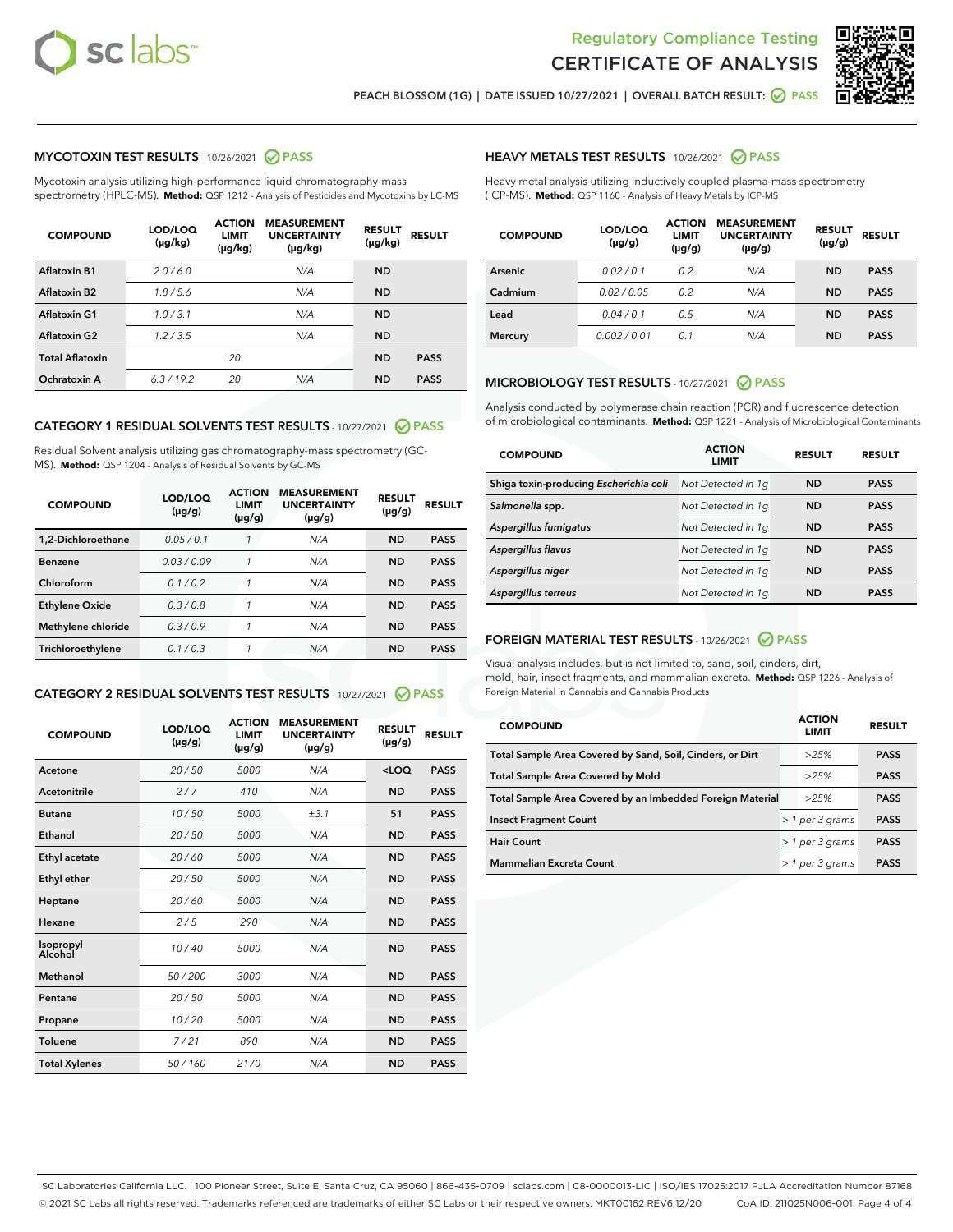Regulatory Compliance Testing
CERTIFICATE OF ANALYSIS

PEACH BLOSSOM (1G) | DATE ISSUED 10/27/2021 | OVERALL BATCH RESULT: PASS

## MYCOTOXIN TEST RESULTS - 10/26/2021 PASS

Mycotoxin analysis utilizing high-performance liquid chromatography-mass spectrometry (HPLC-MS). **Method:** QSP 1212 - Analysis of Pesticides and Mycotoxins by LC-MS

| COMPOUND | LOD/LOQ (μg/kg) | ACTION LIMIT (μg/kg) | MEASUREMENT UNCERTAINTY (μg/kg) | RESULT (μg/kg) | RESULT |
|---|---|---|---|---|---|
| Aflatoxin B1 | 2.0 / 6.0 | | N/A | ND | |
| Aflatoxin B2 | 1.8 / 5.6 | | N/A | ND | |
| Aflatoxin G1 | 1.0 / 3.1 | | N/A | ND | |
| Aflatoxin G2 | 1.2 / 3.5 | | N/A | ND | |
| Total Aflatoxin | | 20 | | ND | PASS |
| Ochratoxin A | 6.3 / 19.2 | 20 | N/A | ND | PASS |

## CATEGORY 1 RESIDUAL SOLVENTS TEST RESULTS - 10/27/2021 PASS

Residual Solvent analysis utilizing gas chromatography-mass spectrometry (GC-MS). **Method:** QSP 1204 - Analysis of Residual Solvents by GC-MS

| COMPOUND | LOD/LOQ (μg/g) | ACTION LIMIT (μg/g) | MEASUREMENT UNCERTAINTY (μg/g) | RESULT (μg/g) | RESULT |
|---|---|---|---|---|---|
| 1,2-Dichloroethane | 0.05 / 0.1 | 1 | N/A | ND | PASS |
| Benzene | 0.03 / 0.09 | 1 | N/A | ND | PASS |
| Chloroform | 0.1 / 0.2 | 1 | N/A | ND | PASS |
| Ethylene Oxide | 0.3 / 0.8 | 1 | N/A | ND | PASS |
| Methylene chloride | 0.3 / 0.9 | 1 | N/A | ND | PASS |
| Trichloroethylene | 0.1 / 0.3 | 1 | N/A | ND | PASS |

## CATEGORY 2 RESIDUAL SOLVENTS TEST RESULTS - 10/27/2021 PASS

| COMPOUND | LOD/LOQ (μg/g) | ACTION LIMIT (μg/g) | MEASUREMENT UNCERTAINTY (μg/g) | RESULT (μg/g) | RESULT |
|---|---|---|---|---|---|
| Acetone | 20 / 50 | 5000 | N/A | <LOQ | PASS |
| Acetonitrile | 2 / 7 | 410 | N/A | ND | PASS |
| Butane | 10 / 50 | 5000 | ±3.1 | 51 | PASS |
| Ethanol | 20 / 50 | 5000 | N/A | ND | PASS |
| Ethyl acetate | 20 / 60 | 5000 | N/A | ND | PASS |
| Ethyl ether | 20 / 50 | 5000 | N/A | ND | PASS |
| Heptane | 20 / 60 | 5000 | N/A | ND | PASS |
| Hexane | 2 / 5 | 290 | N/A | ND | PASS |
| Isopropyl Alcohol | 10 / 40 | 5000 | N/A | ND | PASS |
| Methanol | 50 / 200 | 3000 | N/A | ND | PASS |
| Pentane | 20 / 50 | 5000 | N/A | ND | PASS |
| Propane | 10 / 20 | 5000 | N/A | ND | PASS |
| Toluene | 7 / 21 | 890 | N/A | ND | PASS |
| Total Xylenes | 50 / 160 | 2170 | N/A | ND | PASS |

## HEAVY METALS TEST RESULTS - 10/26/2021 PASS

Heavy metal analysis utilizing inductively coupled plasma-mass spectrometry (ICP-MS). **Method:** QSP 1160 - Analysis of Heavy Metals by ICP-MS

| COMPOUND | LOD/LOQ (μg/g) | ACTION LIMIT (μg/g) | MEASUREMENT UNCERTAINTY (μg/g) | RESULT (μg/g) | RESULT |
|---|---|---|---|---|---|
| Arsenic | 0.02 / 0.1 | 0.2 | N/A | ND | PASS |
| Cadmium | 0.02 / 0.05 | 0.2 | N/A | ND | PASS |
| Lead | 0.04 / 0.1 | 0.5 | N/A | ND | PASS |
| Mercury | 0.002 / 0.01 | 0.1 | N/A | ND | PASS |

## MICROBIOLOGY TEST RESULTS - 10/27/2021 PASS

Analysis conducted by polymerase chain reaction (PCR) and fluorescence detection of microbiological contaminants. **Method:** QSP 1221 - Analysis of Microbiological Contaminants

| COMPOUND | ACTION LIMIT | RESULT | RESULT |
|---|---|---|---|
| Shiga toxin-producing *Escherichia coli* | Not Detected in 1g | ND | PASS |
| *Salmonella* spp. | Not Detected in 1g | ND | PASS |
| *Aspergillus fumigatus* | Not Detected in 1g | ND | PASS |
| *Aspergillus flavus* | Not Detected in 1g | ND | PASS |
| *Aspergillus niger* | Not Detected in 1g | ND | PASS |
| *Aspergillus terreus* | Not Detected in 1g | ND | PASS |

## FOREIGN MATERIAL TEST RESULTS - 10/26/2021 PASS

Visual analysis includes, but is not limited to, sand, soil, cinders, dirt, mold, hair, insect fragments, and mammalian excreta. **Method:** QSP 1226 - Analysis of Foreign Material in Cannabis and Cannabis Products

| COMPOUND | ACTION LIMIT | RESULT |
|---|---|---|
| Total Sample Area Covered by Sand, Soil, Cinders, or Dirt | >25% | PASS |
| Total Sample Area Covered by Mold | >25% | PASS |
| Total Sample Area Covered by an Imbedded Foreign Material | >25% | PASS |
| Insect Fragment Count | > 1 per 3 grams | PASS |
| Hair Count | > 1 per 3 grams | PASS |
| Mammalian Excreta Count | > 1 per 3 grams | PASS |

SC Laboratories California LLC. | 100 Pioneer Street, Suite E, Santa Cruz, CA 95060 | 866-435-0709 | sclabs.com | C8-0000013-LIC | ISO/IES 17025:2017 PJLA Accreditation Number 87168
© 2021 SC Labs all rights reserved. Trademarks referenced are trademarks of either SC Labs or their respective owners. MKT00162 REV6 12/20 CoA ID: 211025N006-001